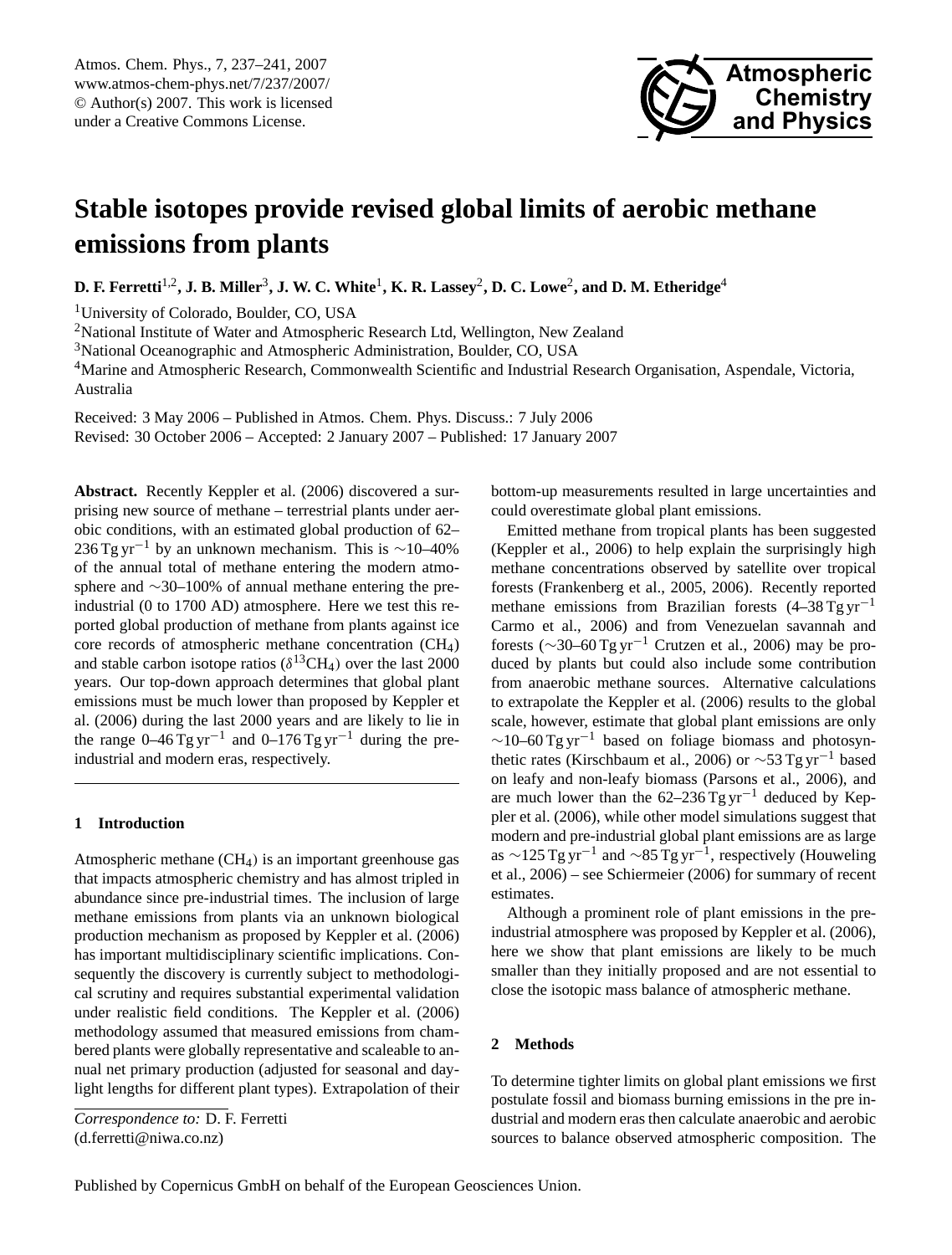# Stable isotopes provide revised global limits of aerobic methane emissions from plants

**D. F. Ferretti[1,2], J. B. Miller[3], J. W. C. White[1], K. R. Lassey[2], D. C. Lowe[2], and D. M. Etheridge[4]**

[1]University of Colorado, Boulder, CO, USA

[2]National Institute of Water and Atmospheric Research Ltd, Wellington, New Zealand

[3]National Oceanographic and Atmospheric Administration, Boulder, CO, USA

[4]Marine and Atmospheric Research, Commonwealth Scientific and Industrial Research Organisation, Aspendale, Victoria, Australia

Received: 3 May 2006 – Published in Atmos. Chem. Phys. Discuss.: 7 July 2006
Revised: 30 October 2006 – Accepted: 2 January 2007 – Published: 17 January 2007

**Abstract.** Recently Keppler et al. (2006) discovered a surprising new source of methane – terrestrial plants under aerobic conditions, with an estimated global production of 62–236 $\mathrm{Tg\,yr^{-1}}$ by an unknown mechanism. This is ∼10–40% of the annual total of methane entering the modern atmosphere and ∼30–100% of annual methane entering the pre-industrial (0 to 1700 AD) atmosphere. Here we test this reported global production of methane from plants against ice core records of atmospheric methane concentration ($CH_4$) and stable carbon isotope ratios ($\delta^{13}CH_4$) over the last 2000 years. Our top-down approach determines that global plant emissions must be much lower than proposed by Keppler et al. (2006) during the last 2000 years and are likely to lie in the range 0–46 $\mathrm{Tg\,yr^{-1}}$ and 0–176 $\mathrm{Tg\,yr^{-1}}$ during the pre-industrial and modern eras, respectively.

## 1 Introduction

Atmospheric methane ($CH_4$) is an important greenhouse gas that impacts atmospheric chemistry and has almost tripled in abundance since pre-industrial times. The inclusion of large methane emissions from plants via an unknown biological production mechanism as proposed by Keppler et al. (2006) has important multidisciplinary scientific implications. Consequently the discovery is currently subject to methodological scrutiny and requires substantial experimental validation under realistic field conditions. The Keppler et al. (2006) methodology assumed that measured emissions from chambered plants were globally representative and scaleable to annual net primary production (adjusted for seasonal and daylight lengths for different plant types). Extrapolation of their bottom-up measurements resulted in large uncertainties and could overestimate global plant emissions.

Emitted methane from tropical plants has been suggested (Keppler et al., 2006) to help explain the surprisingly high methane concentrations observed by satellite over tropical forests (Frankenberg et al., 2005, 2006). Recently reported methane emissions from Brazilian forests (4–38 $\mathrm{Tg\,yr^{-1}}$ Carmo et al., 2006) and from Venezuelan savannah and forests (∼30–60 $\mathrm{Tg\,yr^{-1}}$ Crutzen et al., 2006) may be produced by plants but could also include some contribution from anaerobic methane sources. Alternative calculations to extrapolate the Keppler et al. (2006) results to the global scale, however, estimate that global plant emissions are only ∼10–60 $\mathrm{Tg\,yr^{-1}}$ based on foliage biomass and photosynthetic rates (Kirschbaum et al., 2006) or ∼53 $\mathrm{Tg\,yr^{-1}}$ based on leafy and non-leafy biomass (Parsons et al., 2006), and are much lower than the 62–236 $\mathrm{Tg\,yr^{-1}}$ deduced by Keppler et al. (2006), while other model simulations suggest that modern and pre-industrial global plant emissions are as large as ∼125 $\mathrm{Tg\,yr^{-1}}$ and ∼85 $\mathrm{Tg\,yr^{-1}}$, respectively (Houweling et al., 2006) – see Schiermeier (2006) for summary of recent estimates.

Although a prominent role of plant emissions in the pre-industrial atmosphere was proposed by Keppler et al. (2006), here we show that plant emissions are likely to be much smaller than they initially proposed and are not essential to close the isotopic mass balance of atmospheric methane.

## 2 Methods

To determine tighter limits on global plant emissions we first postulate fossil and biomass burning emissions in the pre industrial and modern eras then calculate anaerobic and aerobic sources to balance observed atmospheric composition. The

*Correspondence to:* D. F. Ferretti
(d.ferretti@niwa.co.nz)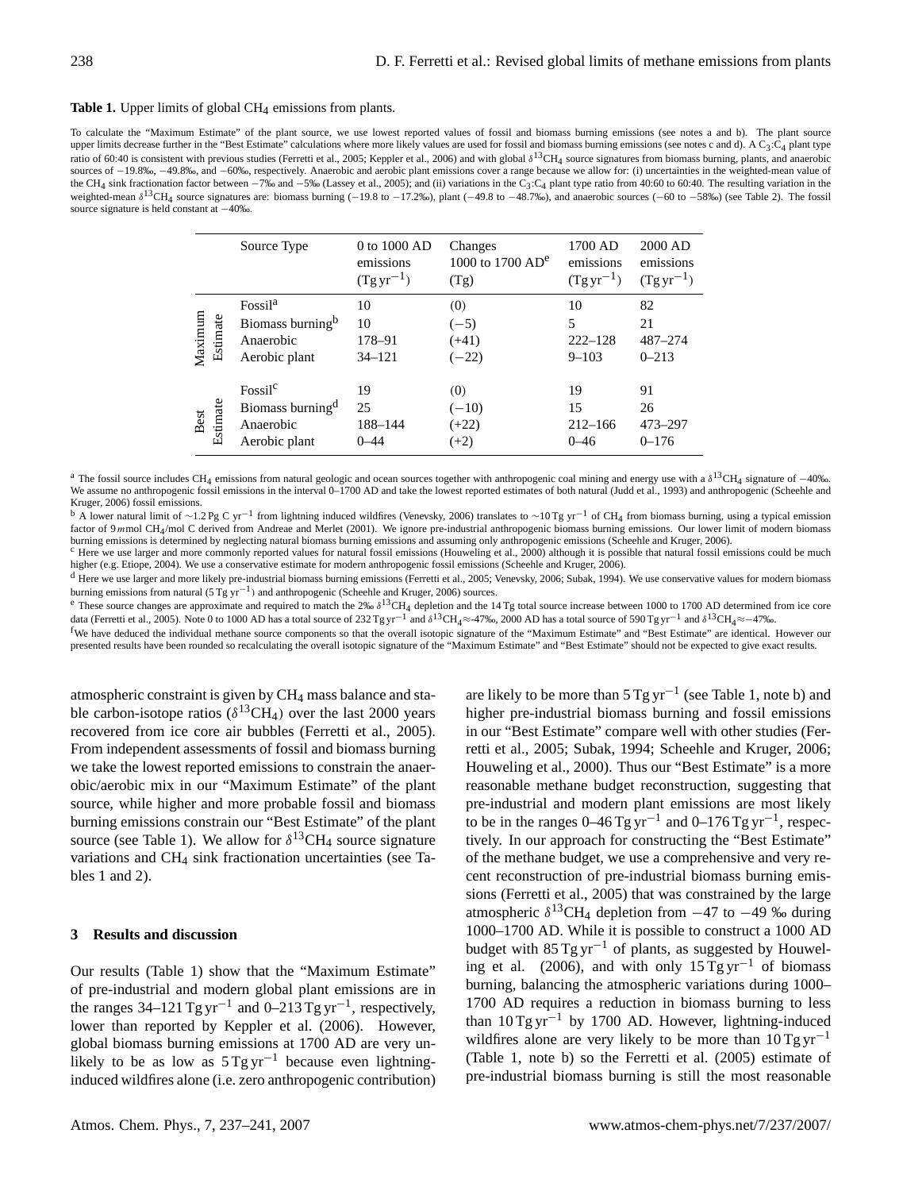**Table 1.** Upper limits of global $CH_4$ emissions from plants.

To calculate the "Maximum Estimate" of the plant source, we use lowest reported values of fossil and biomass burning emissions (see notes a and b). The plant source upper limits decrease further in the "Best Estimate" calculations where more likely values are used for fossil and biomass burning emissions (see notes c and d). A $C_3$:$C_4$ plant type ratio of 60:40 is consistent with previous studies (Ferretti et al., 2005; Keppler et al., 2006) and with global $\delta^{13}CH_4$ source signatures from biomass burning, plants, and anaerobic sources of −19.8‰, −49.8‰, and −60‰, respectively. Anaerobic and aerobic plant emissions cover a range because we allow for: (i) uncertainties in the weighted-mean value of the $CH_4$ sink fractionation factor between −7‰ and −5‰ (Lassey et al., 2005); and (ii) variations in the $C_3$:$C_4$ plant type ratio from 40:60 to 60:40. The resulting variation in the weighted-mean $\delta^{13}CH_4$ source signatures are: biomass burning (−19.8 to −17.2‰), plant (−49.8 to −48.7‰), and anaerobic sources (−60 to −58‰) (see Table 2). The fossil source signature is held constant at −40‰.

| | Source Type | 0 to 1000 AD emissions ($Tg\,yr^{-1}$) | Changes 1000 to 1700 AD[e] (Tg) | 1700 AD emissions ($Tg\,yr^{-1}$) | 2000 AD emissions ($Tg\,yr^{-1}$) |
|---|---|---|---|---|---|
| Maximum Estimate | Fossil[a] | 10 | (0) | 10 | 82 |
| | Biomass burning[b] | 10 | (−5) | 5 | 21 |
| | Anaerobic | 178–91 | (+41) | 222–128 | 487–274 |
| | Aerobic plant | 34–121 | (−22) | 9–103 | 0–213 |
| Best Estimate | Fossil[c] | 19 | (0) | 19 | 91 |
| | Biomass burning[d] | 25 | (−10) | 15 | 26 |
| | Anaerobic | 188–144 | (+22) | 212–166 | 473–297 |
| | Aerobic plant | 0–44 | (+2) | 0–46 | 0–176 |

[a] The fossil source includes $CH_4$ emissions from natural geologic and ocean sources together with anthropogenic coal mining and energy use with a $\delta^{13}CH_4$ signature of −40‰. We assume no anthropogenic fossil emissions in the interval 0–1700 AD and take the lowest reported estimates of both natural (Judd et al., 1993) and anthropogenic (Scheehle and Kruger, 2006) fossil emissions.

[b] A lower natural limit of ~1.2 Pg C $yr^{-1}$ from lightning induced wildfires (Venevsky, 2006) translates to ~10 Tg $yr^{-1}$ of $CH_4$ from biomass burning, using a typical emission factor of 9 mmol $CH_4$/mol C derived from Andreae and Merlet (2001). We ignore pre-industrial anthropogenic biomass burning emissions. Our lower limit of modern biomass burning emissions is determined by neglecting natural biomass burning emissions and assuming only anthropogenic emissions (Scheehle and Kruger, 2006).

[c] Here we use larger and more commonly reported values for natural fossil emissions (Houweling et al., 2000) although it is possible that natural fossil emissions could be much higher (e.g. Etiope, 2004). We use a conservative estimate for modern anthropogenic fossil emissions (Scheehle and Kruger, 2006).

[d] Here we use larger and more likely pre-industrial biomass burning emissions (Ferretti et al., 2005; Venevsky, 2006; Subak, 1994). We use conservative values for modern biomass burning emissions from natural (5 Tg $yr^{-1}$) and anthropogenic (Scheehle and Kruger, 2006) sources.

[e] These source changes are approximate and required to match the 2‰ $\delta^{13}CH_4$ depletion and the 14 Tg total source increase between 1000 to 1700 AD determined from ice core data (Ferretti et al., 2005). Note 0 to 1000 AD has a total source of 232 Tg $yr^{-1}$ and $\delta^{13}CH_4$≈-47‰, 2000 AD has a total source of 590 Tg $yr^{-1}$ and $\delta^{13}CH_4$≈−47‰.

[f] We have deduced the individual methane source components so that the overall isotopic signature of the "Maximum Estimate" and "Best Estimate" are identical. However our presented results have been rounded so recalculating the overall isotopic signature of the "Maximum Estimate" and "Best Estimate" should not be expected to give exact results.

atmospheric constraint is given by $CH_4$ mass balance and stable carbon-isotope ratios ($\delta^{13}CH_4$) over the last 2000 years recovered from ice core air bubbles (Ferretti et al., 2005). From independent assessments of fossil and biomass burning we take the lowest reported emissions to constrain the anaerobic/aerobic mix in our "Maximum Estimate" of the plant source, while higher and more probable fossil and biomass burning emissions constrain our "Best Estimate" of the plant source (see Table 1). We allow for $\delta^{13}CH_4$ source signature variations and $CH_4$ sink fractionation uncertainties (see Tables 1 and 2).

## 3 Results and discussion

Our results (Table 1) show that the "Maximum Estimate" of pre-industrial and modern global plant emissions are in the ranges 34–121 Tg $yr^{-1}$ and 0–213 Tg $yr^{-1}$, respectively, lower than reported by Keppler et al. (2006). However, global biomass burning emissions at 1700 AD are very unlikely to be as low as 5 Tg $yr^{-1}$ because even lightning-induced wildfires alone (i.e. zero anthropogenic contribution) are likely to be more than 5 Tg $yr^{-1}$ (see Table 1, note b) and higher pre-industrial biomass burning and fossil emissions in our "Best Estimate" compare well with other studies (Ferretti et al., 2005; Subak, 1994; Scheehle and Kruger, 2006; Houweling et al., 2000). Thus our "Best Estimate" is a more reasonable methane budget reconstruction, suggesting that pre-industrial and modern plant emissions are most likely to be in the ranges 0–46 Tg $yr^{-1}$ and 0–176 Tg $yr^{-1}$, respectively. In our approach for constructing the "Best Estimate" of the methane budget, we use a comprehensive and very recent reconstruction of pre-industrial biomass burning emissions (Ferretti et al., 2005) that was constrained by the large atmospheric $\delta^{13}CH_4$ depletion from −47 to −49 ‰ during 1000–1700 AD. While it is possible to construct a 1000 AD budget with 85 Tg $yr^{-1}$ of plants, as suggested by Houweling et al. (2006), and with only 15 Tg $yr^{-1}$ of biomass burning, balancing the atmospheric variations during 1000–1700 AD requires a reduction in biomass burning to less than 10 Tg $yr^{-1}$ by 1700 AD. However, lightning-induced wildfires alone are very likely to be more than 10 Tg $yr^{-1}$ (Table 1, note b) so the Ferretti et al. (2005) estimate of pre-industrial biomass burning is still the most reasonable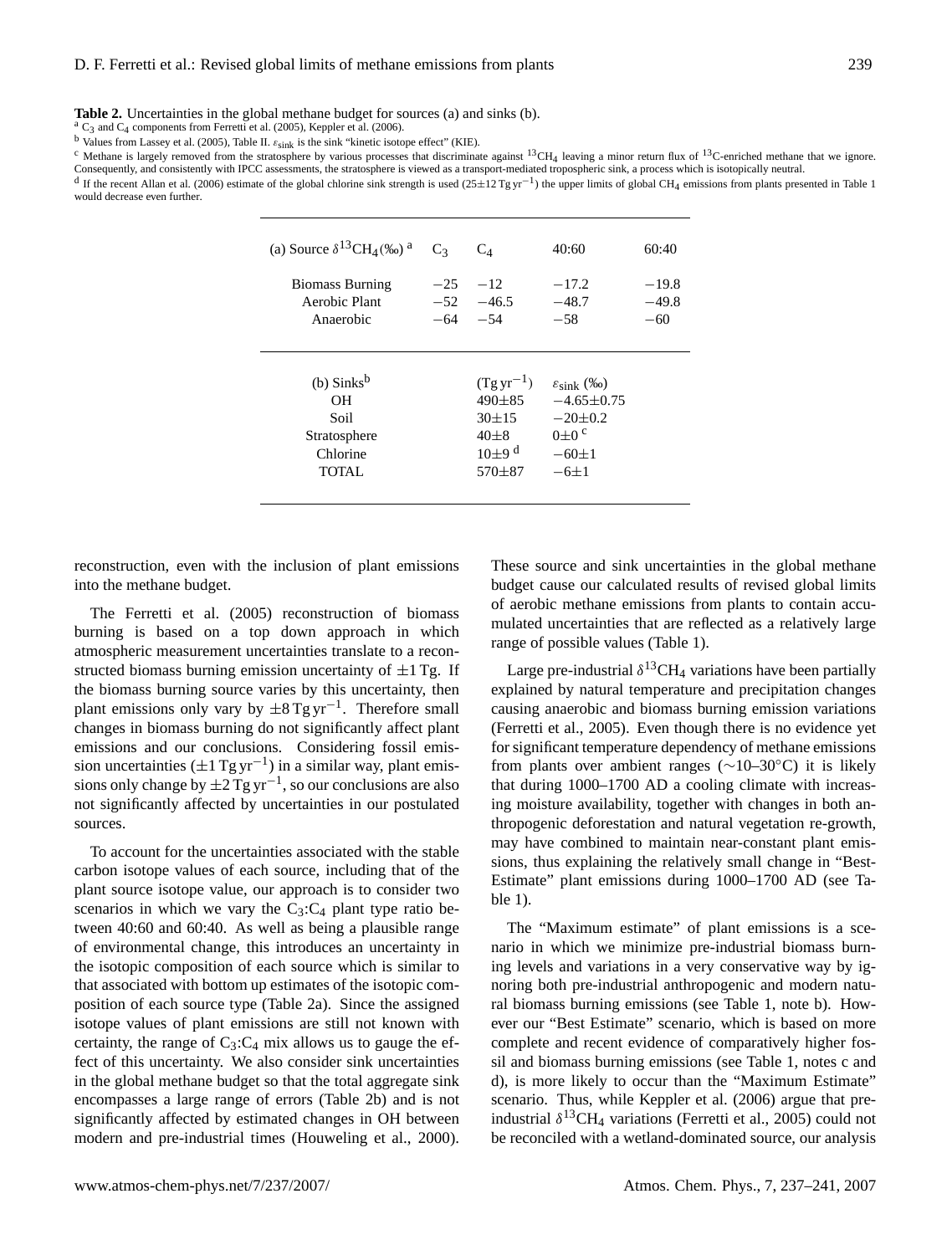**Table 2.** Uncertainties in the global methane budget for sources (a) and sinks (b).

[a] $C_3$ and $C_4$ components from Ferretti et al. (2005), Keppler et al. (2006).

[b] Values from Lassey et al. (2005), Table II. $\varepsilon_{sink}$ is the sink "kinetic isotope effect" (KIE).

[c] Methane is largely removed from the stratosphere by various processes that discriminate against $^{13}CH_4$ leaving a minor return flux of $^{13}C$-enriched methane that we ignore. Consequently, and consistently with IPCC assessments, the stratosphere is viewed as a transport-mediated tropospheric sink, a process which is isotopically neutral.

[d] If the recent Allan et al. (2006) estimate of the global chlorine sink strength is used ($25\pm12\,\mathrm{Tg\,yr^{-1}}$) the upper limits of global $CH_4$ emissions from plants presented in Table 1 would decrease even further.

| (a) Source $\delta^{13}CH_4$(‰) [a] | $C_3$ | $C_4$ | 40:60 | 60:40 |
|---|---|---|---|---|
| Biomass Burning | −25 | −12 | −17.2 | −19.8 |
| Aerobic Plant | −52 | −46.5 | −48.7 | −49.8 |
| Anaerobic | −64 | −54 | −58 | −60 |

| (b) Sinks[b] | ($\mathrm{Tg\,yr^{-1}}$) | $\varepsilon_{sink}$ (‰) |
|---|---|---|
| OH | 490±85 | −4.65±0.75 |
| Soil | 30±15 | −20±0.2 |
| Stratosphere | 40±8 | 0±0 [c] |
| Chlorine | 10±9 [d] | −60±1 |
| TOTAL | 570±87 | −6±1 |

reconstruction, even with the inclusion of plant emissions into the methane budget.

The Ferretti et al. (2005) reconstruction of biomass burning is based on a top down approach in which atmospheric measurement uncertainties translate to a reconstructed biomass burning emission uncertainty of ±1 Tg. If the biomass burning source varies by this uncertainty, then plant emissions only vary by $\pm8\,\mathrm{Tg\,yr^{-1}}$. Therefore small changes in biomass burning do not significantly affect plant emissions and our conclusions. Considering fossil emission uncertainties ($\pm1\,\mathrm{Tg\,yr^{-1}}$) in a similar way, plant emissions only change by $\pm2\,\mathrm{Tg\,yr^{-1}}$, so our conclusions are also not significantly affected by uncertainties in our postulated sources.

To account for the uncertainties associated with the stable carbon isotope values of each source, including that of the plant source isotope value, our approach is to consider two scenarios in which we vary the $C_3$:$C_4$ plant type ratio between 40:60 and 60:40. As well as being a plausible range of environmental change, this introduces an uncertainty in the isotopic composition of each source which is similar to that associated with bottom up estimates of the isotopic composition of each source type (Table 2a). Since the assigned isotope values of plant emissions are still not known with certainty, the range of $C_3$:$C_4$ mix allows us to gauge the effect of this uncertainty. We also consider sink uncertainties in the global methane budget so that the total aggregate sink encompasses a large range of errors (Table 2b) and is not significantly affected by estimated changes in OH between modern and pre-industrial times (Houweling et al., 2000). These source and sink uncertainties in the global methane budget cause our calculated results of revised global limits of aerobic methane emissions from plants to contain accumulated uncertainties that are reflected as a relatively large range of possible values (Table 1).

Large pre-industrial $\delta^{13}CH_4$ variations have been partially explained by natural temperature and precipitation changes causing anaerobic and biomass burning emission variations (Ferretti et al., 2005). Even though there is no evidence yet for significant temperature dependency of methane emissions from plants over ambient ranges (∼10–30°C) it is likely that during 1000–1700 AD a cooling climate with increasing moisture availability, together with changes in both anthropogenic deforestation and natural vegetation re-growth, may have combined to maintain near-constant plant emissions, thus explaining the relatively small change in "Best-Estimate" plant emissions during 1000–1700 AD (see Table 1).

The "Maximum estimate" of plant emissions is a scenario in which we minimize pre-industrial biomass burning levels and variations in a very conservative way by ignoring both pre-industrial anthropogenic and modern natural biomass burning emissions (see Table 1, note b). However our "Best Estimate" scenario, which is based on more complete and recent evidence of comparatively higher fossil and biomass burning emissions (see Table 1, notes c and d), is more likely to occur than the "Maximum Estimate" scenario. Thus, while Keppler et al. (2006) argue that pre-industrial $\delta^{13}CH_4$ variations (Ferretti et al., 2005) could not be reconciled with a wetland-dominated source, our analysis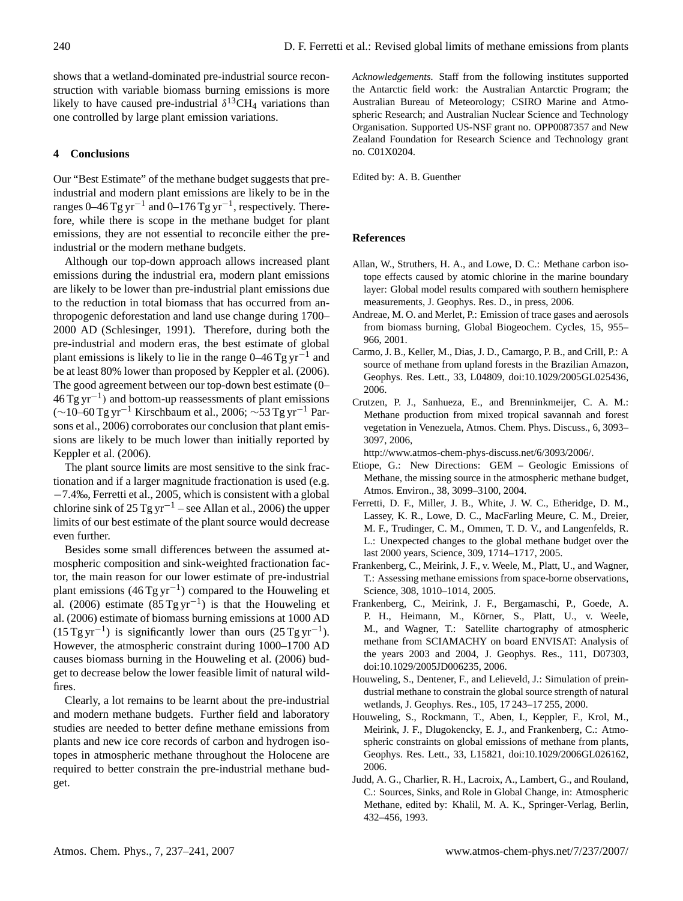shows that a wetland-dominated pre-industrial source reconstruction with variable biomass burning emissions is more likely to have caused pre-industrial $\delta^{13}CH_4$ variations than one controlled by large plant emission variations.

## 4 Conclusions

Our "Best Estimate" of the methane budget suggests that pre-industrial and modern plant emissions are likely to be in the ranges 0–46 Tg $yr^{-1}$ and 0–176 Tg $yr^{-1}$, respectively. Therefore, while there is scope in the methane budget for plant emissions, they are not essential to reconcile either the pre-industrial or the modern methane budgets.

Although our top-down approach allows increased plant emissions during the industrial era, modern plant emissions are likely to be lower than pre-industrial plant emissions due to the reduction in total biomass that has occurred from anthropogenic deforestation and land use change during 1700–2000 AD (Schlesinger, 1991). Therefore, during both the pre-industrial and modern eras, the best estimate of global plant emissions is likely to lie in the range 0–46 Tg $yr^{-1}$ and be at least 80% lower than proposed by Keppler et al. (2006). The good agreement between our top-down best estimate (0–46 Tg $yr^{-1}$) and bottom-up reassessments of plant emissions ($\sim$10–60 Tg $yr^{-1}$ Kirschbaum et al., 2006; $\sim$53 Tg $yr^{-1}$ Parsons et al., 2006) corroborates our conclusion that plant emissions are likely to be much lower than initially reported by Keppler et al. (2006).

The plant source limits are most sensitive to the sink fractionation and if a larger magnitude fractionation is used (e.g. −7.4‰, Ferretti et al., 2005, which is consistent with a global chlorine sink of 25 Tg $yr^{-1}$ – see Allan et al., 2006) the upper limits of our best estimate of the plant source would decrease even further.

Besides some small differences between the assumed atmospheric composition and sink-weighted fractionation factor, the main reason for our lower estimate of pre-industrial plant emissions (46 Tg $yr^{-1}$) compared to the Houweling et al. (2006) estimate (85 Tg $yr^{-1}$) is that the Houweling et al. (2006) estimate of biomass burning emissions at 1000 AD (15 Tg $yr^{-1}$) is significantly lower than ours (25 Tg $yr^{-1}$). However, the atmospheric constraint during 1000–1700 AD causes biomass burning in the Houweling et al. (2006) budget to decrease below the lower feasible limit of natural wildfires.

Clearly, a lot remains to be learnt about the pre-industrial and modern methane budgets. Further field and laboratory studies are needed to better define methane emissions from plants and new ice core records of carbon and hydrogen isotopes in atmospheric methane throughout the Holocene are required to better constrain the pre-industrial methane budget.

*Acknowledgements.* Staff from the following institutes supported the Antarctic field work: the Australian Antarctic Program; the Australian Bureau of Meteorology; CSIRO Marine and Atmospheric Research; and Australian Nuclear Science and Technology Organisation. Supported US-NSF grant no. OPP0087357 and New Zealand Foundation for Research Science and Technology grant no. C01X0204.

Edited by: A. B. Guenther

## References

Allan, W., Struthers, H. A., and Lowe, D. C.: Methane carbon isotope effects caused by atomic chlorine in the marine boundary layer: Global model results compared with southern hemisphere measurements, J. Geophys. Res. D., in press, 2006.

Andreae, M. O. and Merlet, P.: Emission of trace gases and aerosols from biomass burning, Global Biogeochem. Cycles, 15, 955–966, 2001.

Carmo, J. B., Keller, M., Dias, J. D., Camargo, P. B., and Crill, P.: A source of methane from upland forests in the Brazilian Amazon, Geophys. Res. Lett., 33, L04809, doi:10.1029/2005GL025436, 2006.

Crutzen, P. J., Sanhueza, E., and Brenninkmeijer, C. A. M.: Methane production from mixed tropical savannah and forest vegetation in Venezuela, Atmos. Chem. Phys. Discuss., 6, 3093–3097, 2006, http://www.atmos-chem-phys-discuss.net/6/3093/2006/.

Etiope, G.: New Directions: GEM – Geologic Emissions of Methane, the missing source in the atmospheric methane budget, Atmos. Environ., 38, 3099–3100, 2004.

Ferretti, D. F., Miller, J. B., White, J. W. C., Etheridge, D. M., Lassey, K. R., Lowe, D. C., MacFarling Meure, C. M., Dreier, M. F., Trudinger, C. M., Ommen, T. D. V., and Langenfelds, R. L.: Unexpected changes to the global methane budget over the last 2000 years, Science, 309, 1714–1717, 2005.

Frankenberg, C., Meirink, J. F., v. Weele, M., Platt, U., and Wagner, T.: Assessing methane emissions from space-borne observations, Science, 308, 1010–1014, 2005.

Frankenberg, C., Meirink, J. F., Bergamaschi, P., Goede, A. P. H., Heimann, M., Körner, S., Platt, U., v. Weele, M., and Wagner, T.: Satellite chartography of atmospheric methane from SCIAMACHY on board ENVISAT: Analysis of the years 2003 and 2004, J. Geophys. Res., 111, D07303, doi:10.1029/2005JD006235, 2006.

Houweling, S., Dentener, F., and Lelieveld, J.: Simulation of preindustrial methane to constrain the global source strength of natural wetlands, J. Geophys. Res., 105, 17 243–17 255, 2000.

Houweling, S., Rockmann, T., Aben, I., Keppler, F., Krol, M., Meirink, J. F., Dlugokencky, E. J., and Frankenberg, C.: Atmospheric constraints on global emissions of methane from plants, Geophys. Res. Lett., 33, L15821, doi:10.1029/2006GL026162, 2006.

Judd, A. G., Charlier, R. H., Lacroix, A., Lambert, G., and Rouland, C.: Sources, Sinks, and Role in Global Change, in: Atmospheric Methane, edited by: Khalil, M. A. K., Springer-Verlag, Berlin, 432–456, 1993.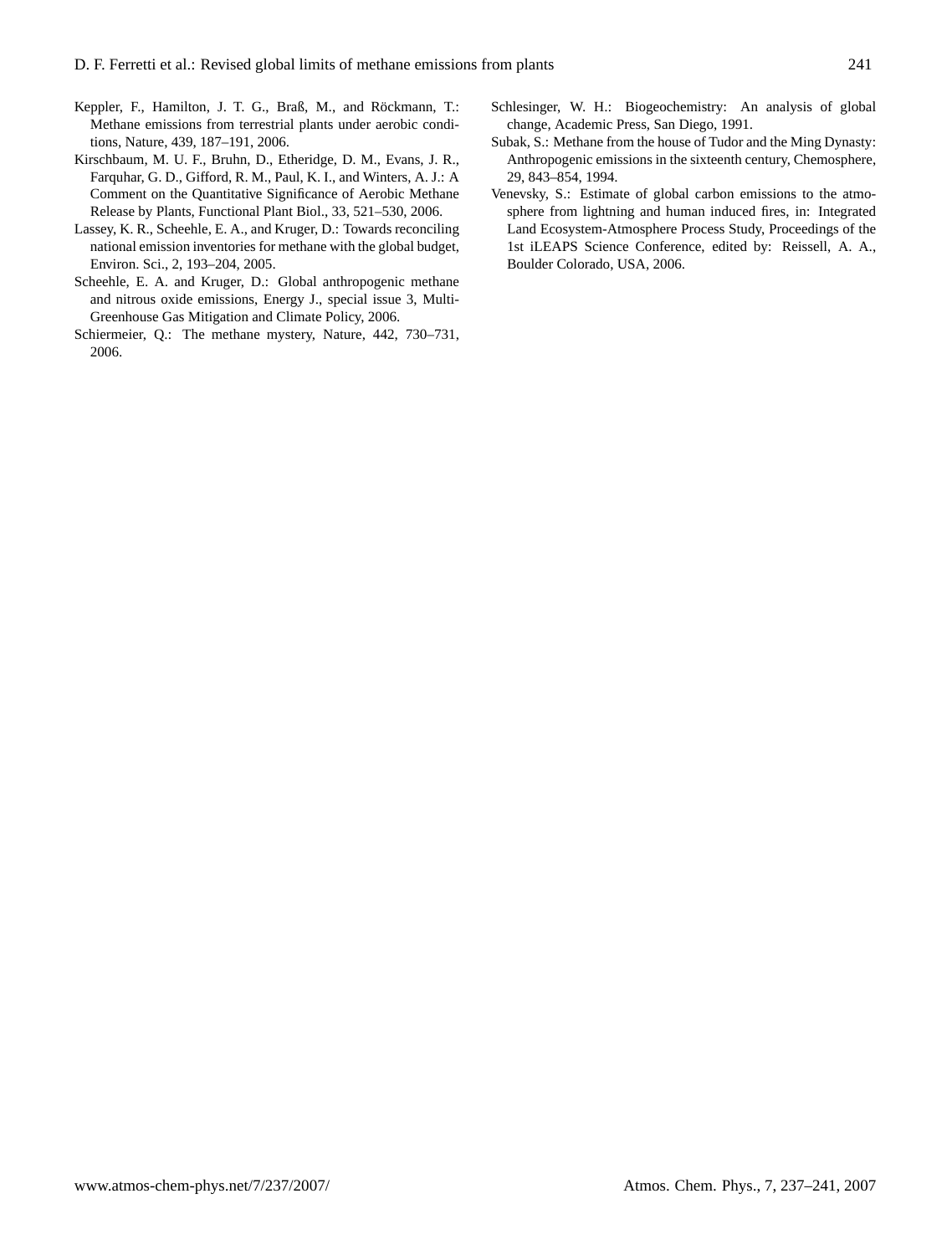Keppler, F., Hamilton, J. T. G., Braß, M., and Röckmann, T.: Methane emissions from terrestrial plants under aerobic conditions, Nature, 439, 187–191, 2006.

Kirschbaum, M. U. F., Bruhn, D., Etheridge, D. M., Evans, J. R., Farquhar, G. D., Gifford, R. M., Paul, K. I., and Winters, A. J.: A Comment on the Quantitative Significance of Aerobic Methane Release by Plants, Functional Plant Biol., 33, 521–530, 2006.

Lassey, K. R., Scheehle, E. A., and Kruger, D.: Towards reconciling national emission inventories for methane with the global budget, Environ. Sci., 2, 193–204, 2005.

Scheehle, E. A. and Kruger, D.: Global anthropogenic methane and nitrous oxide emissions, Energy J., special issue 3, Multi-Greenhouse Gas Mitigation and Climate Policy, 2006.

Schiermeier, Q.: The methane mystery, Nature, 442, 730–731, 2006.

Schlesinger, W. H.: Biogeochemistry: An analysis of global change, Academic Press, San Diego, 1991.

Subak, S.: Methane from the house of Tudor and the Ming Dynasty: Anthropogenic emissions in the sixteenth century, Chemosphere, 29, 843–854, 1994.

Venevsky, S.: Estimate of global carbon emissions to the atmosphere from lightning and human induced fires, in: Integrated Land Ecosystem-Atmosphere Process Study, Proceedings of the 1st iLEAPS Science Conference, edited by: Reissell, A. A., Boulder Colorado, USA, 2006.